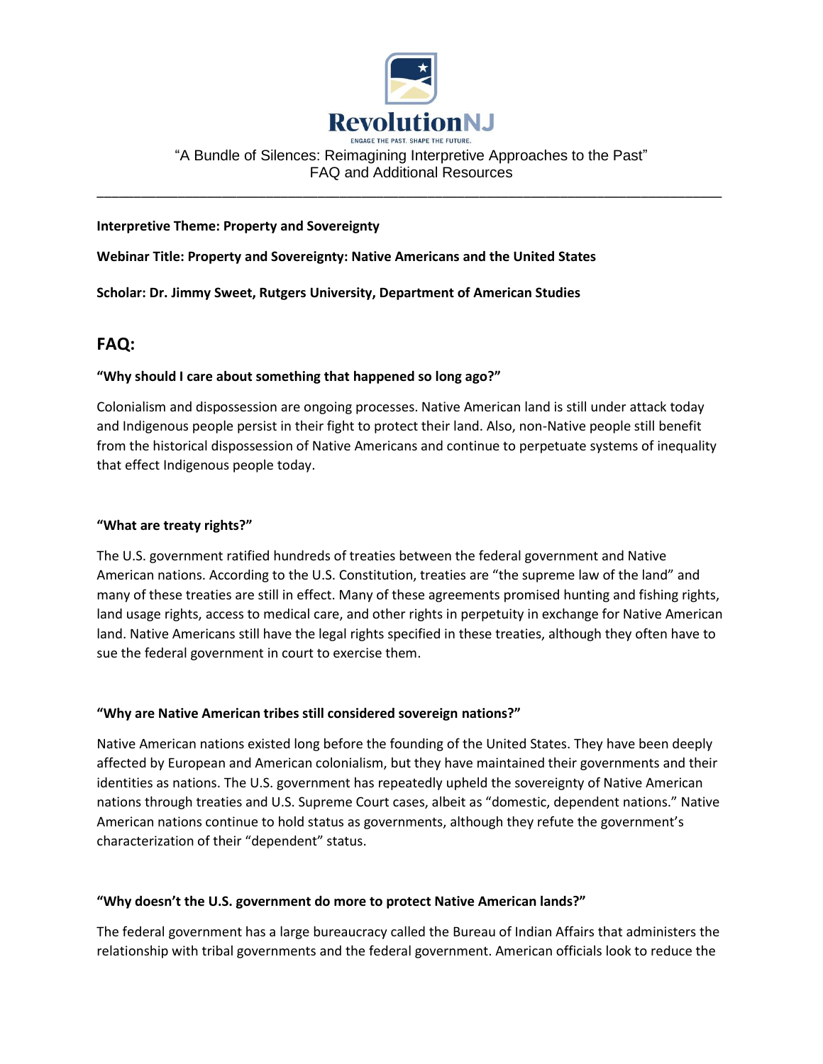**RevolutionNJ**

ENGAGE THE PAST. SHAPE THE FUTURE.

"A Bundle of Silences: Reimagining Interpretive Approaches to the Past"
FAQ and Additional Resources

---

**Interpretive Theme: Property and Sovereignty**

**Webinar Title: Property and Sovereignty: Native Americans and the United States**

**Scholar: Dr. Jimmy Sweet, Rutgers University, Department of American Studies**

## FAQ:

**"Why should I care about something that happened so long ago?"**

Colonialism and dispossession are ongoing processes. Native American land is still under attack today and Indigenous people persist in their fight to protect their land. Also, non-Native people still benefit from the historical dispossession of Native Americans and continue to perpetuate systems of inequality that effect Indigenous people today.

**"What are treaty rights?"**

The U.S. government ratified hundreds of treaties between the federal government and Native American nations. According to the U.S. Constitution, treaties are "the supreme law of the land" and many of these treaties are still in effect. Many of these agreements promised hunting and fishing rights, land usage rights, access to medical care, and other rights in perpetuity in exchange for Native American land. Native Americans still have the legal rights specified in these treaties, although they often have to sue the federal government in court to exercise them.

**"Why are Native American tribes still considered sovereign nations?"**

Native American nations existed long before the founding of the United States. They have been deeply affected by European and American colonialism, but they have maintained their governments and their identities as nations. The U.S. government has repeatedly upheld the sovereignty of Native American nations through treaties and U.S. Supreme Court cases, albeit as "domestic, dependent nations." Native American nations continue to hold status as governments, although they refute the government's characterization of their "dependent" status.

**"Why doesn't the U.S. government do more to protect Native American lands?"**

The federal government has a large bureaucracy called the Bureau of Indian Affairs that administers the relationship with tribal governments and the federal government. American officials look to reduce the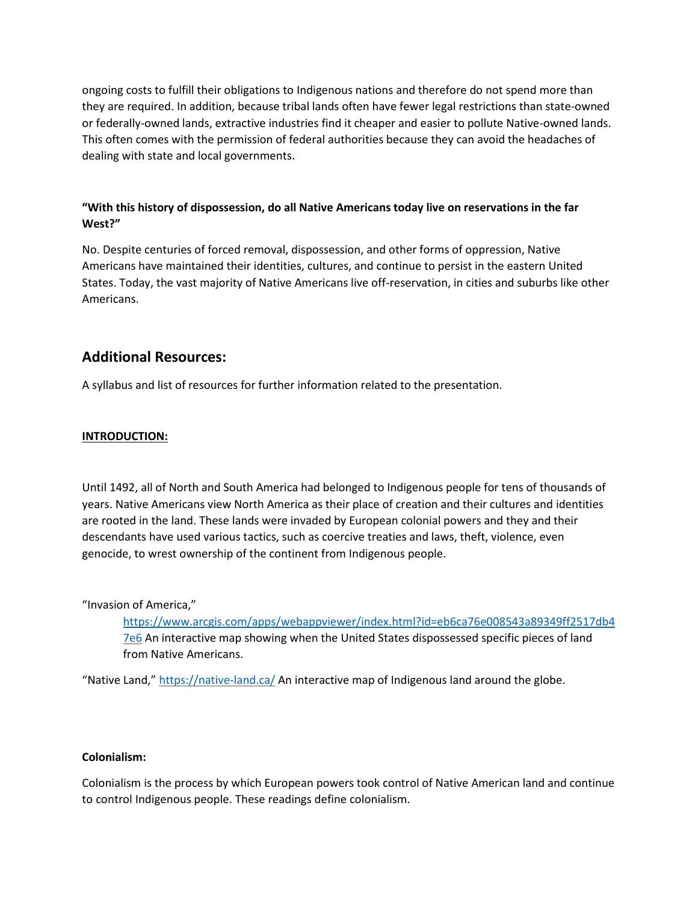ongoing costs to fulfill their obligations to Indigenous nations and therefore do not spend more than they are required. In addition, because tribal lands often have fewer legal restrictions than state-owned or federally-owned lands, extractive industries find it cheaper and easier to pollute Native-owned lands. This often comes with the permission of federal authorities because they can avoid the headaches of dealing with state and local governments.

**"With this history of dispossession, do all Native Americans today live on reservations in the far West?"**

No. Despite centuries of forced removal, dispossession, and other forms of oppression, Native Americans have maintained their identities, cultures, and continue to persist in the eastern United States. Today, the vast majority of Native Americans live off-reservation, in cities and suburbs like other Americans.

## Additional Resources:

A syllabus and list of resources for further information related to the presentation.

**INTRODUCTION:**

Until 1492, all of North and South America had belonged to Indigenous people for tens of thousands of years. Native Americans view North America as their place of creation and their cultures and identities are rooted in the land. These lands were invaded by European colonial powers and they and their descendants have used various tactics, such as coercive treaties and laws, theft, violence, even genocide, to wrest ownership of the continent from Indigenous people.

"Invasion of America,"

> [https://www.arcgis.com/apps/webappviewer/index.html?id=eb6ca76e008543a89349ff2517db47e6](https://www.arcgis.com/apps/webappviewer/index.html?id=eb6ca76e008543a89349ff2517db47e6) An interactive map showing when the United States dispossessed specific pieces of land from Native Americans.

"Native Land," [https://native-land.ca/](https://native-land.ca/) An interactive map of Indigenous land around the globe.

**Colonialism:**

Colonialism is the process by which European powers took control of Native American land and continue to control Indigenous people. These readings define colonialism.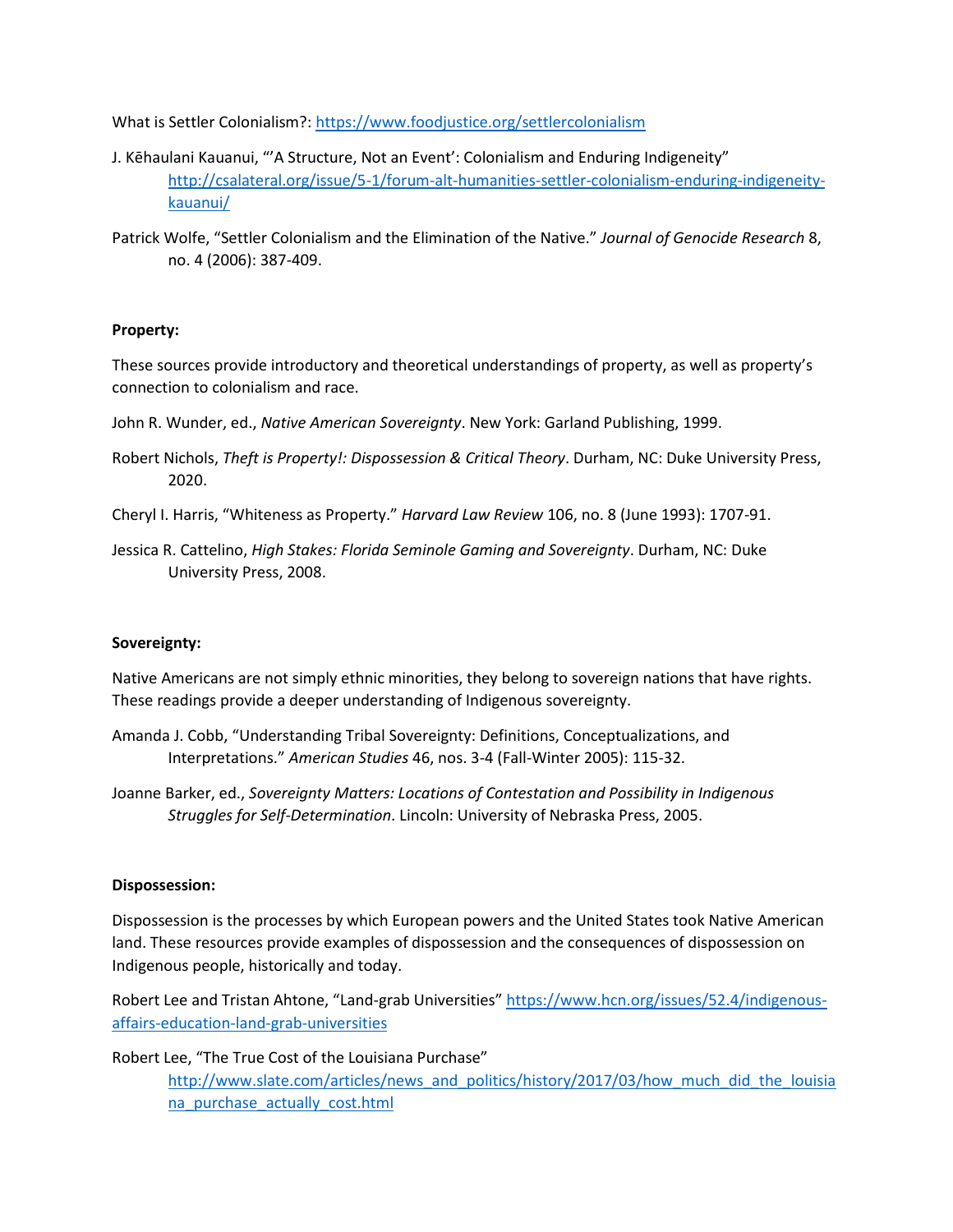What is Settler Colonialism?: https://www.foodjustice.org/settlercolonialism

J. Kēhaulani Kauanui, "'A Structure, Not an Event': Colonialism and Enduring Indigeneity" http://csalateral.org/issue/5-1/forum-alt-humanities-settler-colonialism-enduring-indigeneity-kauanui/

Patrick Wolfe, "Settler Colonialism and the Elimination of the Native." *Journal of Genocide Research* 8, no. 4 (2006): 387-409.

**Property:**

These sources provide introductory and theoretical understandings of property, as well as property's connection to colonialism and race.

John R. Wunder, ed., *Native American Sovereignty*. New York: Garland Publishing, 1999.

Robert Nichols, *Theft is Property!: Dispossession & Critical Theory*. Durham, NC: Duke University Press, 2020.

Cheryl I. Harris, "Whiteness as Property." *Harvard Law Review* 106, no. 8 (June 1993): 1707-91.

Jessica R. Cattelino, *High Stakes: Florida Seminole Gaming and Sovereignty*. Durham, NC: Duke University Press, 2008.

**Sovereignty:**

Native Americans are not simply ethnic minorities, they belong to sovereign nations that have rights. These readings provide a deeper understanding of Indigenous sovereignty.

Amanda J. Cobb, "Understanding Tribal Sovereignty: Definitions, Conceptualizations, and Interpretations." *American Studies* 46, nos. 3-4 (Fall-Winter 2005): 115-32.

Joanne Barker, ed., *Sovereignty Matters: Locations of Contestation and Possibility in Indigenous Struggles for Self-Determination*. Lincoln: University of Nebraska Press, 2005.

**Dispossession:**

Dispossession is the processes by which European powers and the United States took Native American land. These resources provide examples of dispossession and the consequences of dispossession on Indigenous people, historically and today.

Robert Lee and Tristan Ahtone, "Land-grab Universities" https://www.hcn.org/issues/52.4/indigenous-affairs-education-land-grab-universities

Robert Lee, "The True Cost of the Louisiana Purchase" http://www.slate.com/articles/news_and_politics/history/2017/03/how_much_did_the_louisiana_purchase_actually_cost.html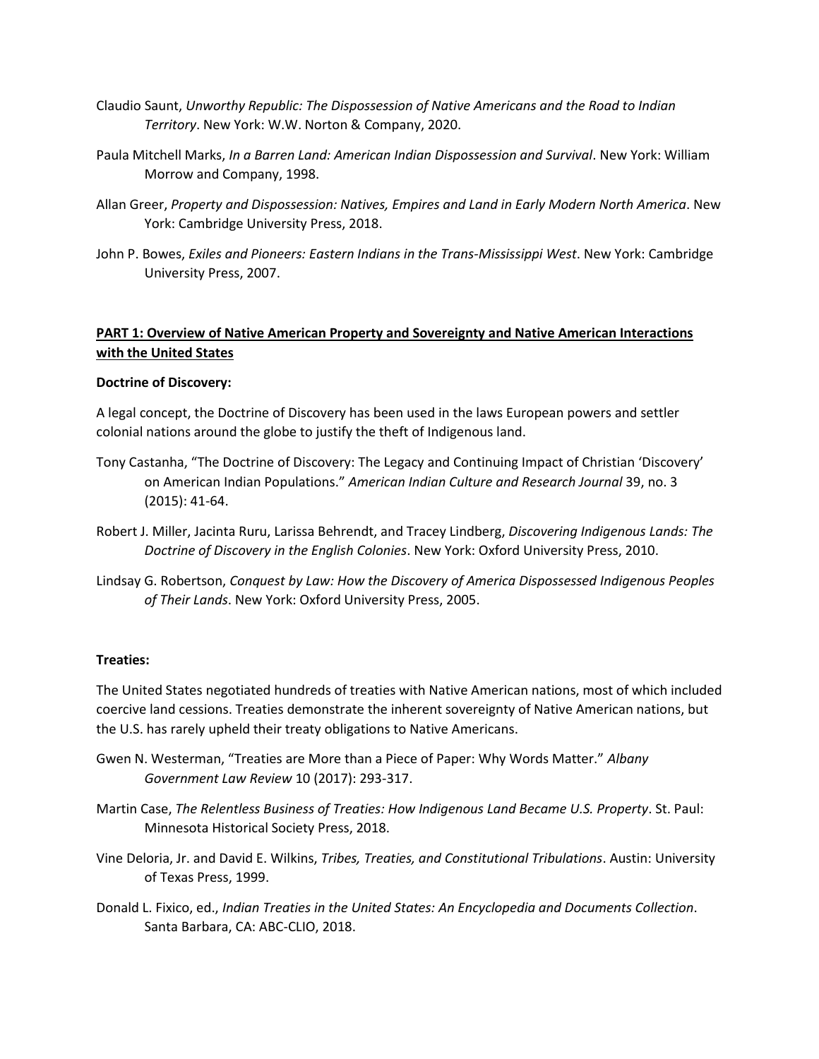Claudio Saunt, *Unworthy Republic: The Dispossession of Native Americans and the Road to Indian Territory*. New York: W.W. Norton & Company, 2020.

Paula Mitchell Marks, *In a Barren Land: American Indian Dispossession and Survival*. New York: William Morrow and Company, 1998.

Allan Greer, *Property and Dispossession: Natives, Empires and Land in Early Modern North America*. New York: Cambridge University Press, 2018.

John P. Bowes, *Exiles and Pioneers: Eastern Indians in the Trans-Mississippi West*. New York: Cambridge University Press, 2007.

## PART 1: Overview of Native American Property and Sovereignty and Native American Interactions with the United States

**Doctrine of Discovery:**

A legal concept, the Doctrine of Discovery has been used in the laws European powers and settler colonial nations around the globe to justify the theft of Indigenous land.

Tony Castanha, "The Doctrine of Discovery: The Legacy and Continuing Impact of Christian 'Discovery' on American Indian Populations." *American Indian Culture and Research Journal* 39, no. 3 (2015): 41-64.

Robert J. Miller, Jacinta Ruru, Larissa Behrendt, and Tracey Lindberg, *Discovering Indigenous Lands: The Doctrine of Discovery in the English Colonies*. New York: Oxford University Press, 2010.

Lindsay G. Robertson, *Conquest by Law: How the Discovery of America Dispossessed Indigenous Peoples of Their Lands*. New York: Oxford University Press, 2005.

**Treaties:**

The United States negotiated hundreds of treaties with Native American nations, most of which included coercive land cessions. Treaties demonstrate the inherent sovereignty of Native American nations, but the U.S. has rarely upheld their treaty obligations to Native Americans.

Gwen N. Westerman, "Treaties are More than a Piece of Paper: Why Words Matter." *Albany Government Law Review* 10 (2017): 293-317.

Martin Case, *The Relentless Business of Treaties: How Indigenous Land Became U.S. Property*. St. Paul: Minnesota Historical Society Press, 2018.

Vine Deloria, Jr. and David E. Wilkins, *Tribes, Treaties, and Constitutional Tribulations*. Austin: University of Texas Press, 1999.

Donald L. Fixico, ed., *Indian Treaties in the United States: An Encyclopedia and Documents Collection*. Santa Barbara, CA: ABC-CLIO, 2018.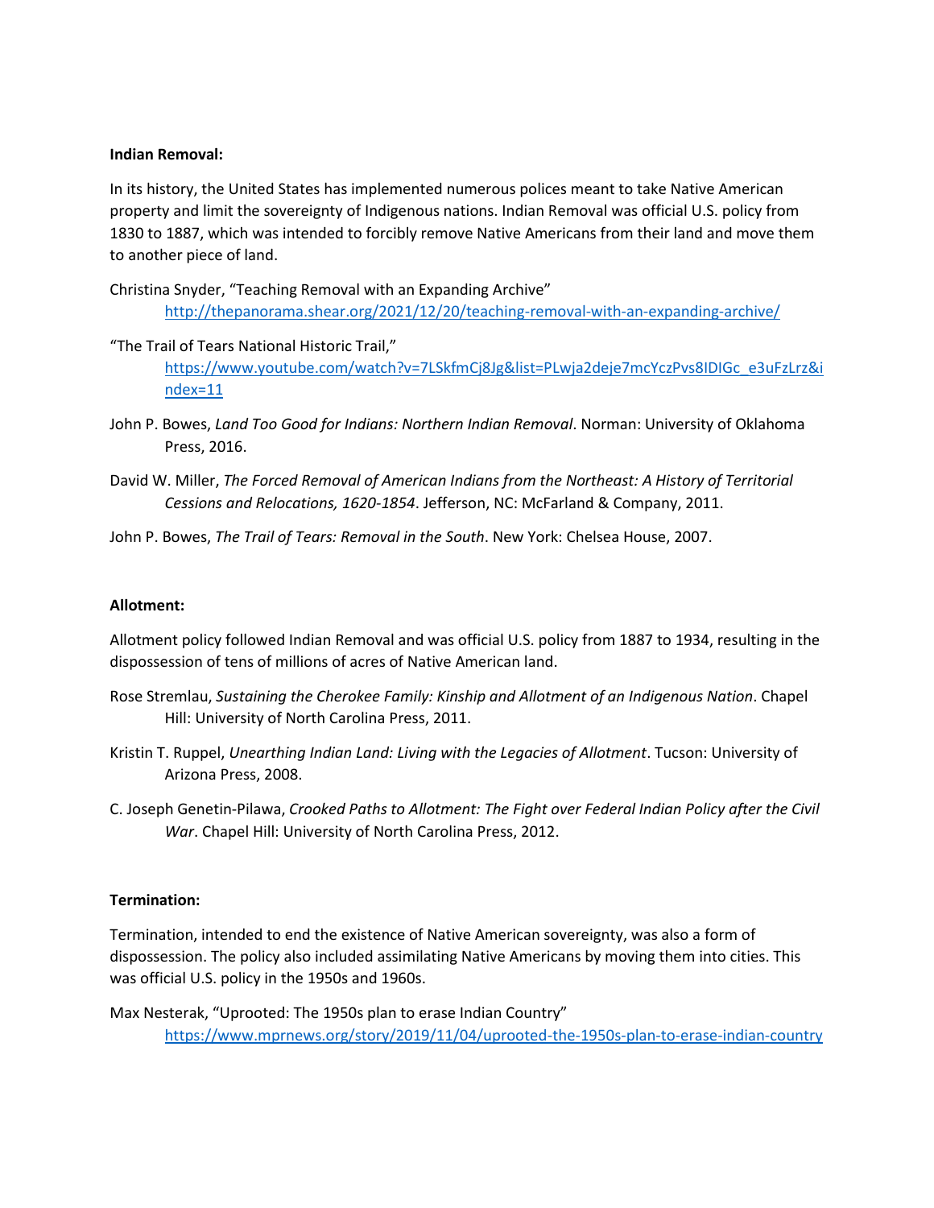**Indian Removal:**

In its history, the United States has implemented numerous polices meant to take Native American property and limit the sovereignty of Indigenous nations. Indian Removal was official U.S. policy from 1830 to 1887, which was intended to forcibly remove Native Americans from their land and move them to another piece of land.

Christina Snyder, "Teaching Removal with an Expanding Archive" http://thepanorama.shear.org/2021/12/20/teaching-removal-with-an-expanding-archive/

"The Trail of Tears National Historic Trail," https://www.youtube.com/watch?v=7LSkfmCj8Jg&list=PLwja2deje7mcYczPvs8IDIGc_e3uFzLrz&index=11

John P. Bowes, *Land Too Good for Indians: Northern Indian Removal*. Norman: University of Oklahoma Press, 2016.

David W. Miller, *The Forced Removal of American Indians from the Northeast: A History of Territorial Cessions and Relocations, 1620-1854*. Jefferson, NC: McFarland & Company, 2011.

John P. Bowes, *The Trail of Tears: Removal in the South*. New York: Chelsea House, 2007.

**Allotment:**

Allotment policy followed Indian Removal and was official U.S. policy from 1887 to 1934, resulting in the dispossession of tens of millions of acres of Native American land.

Rose Stremlau, *Sustaining the Cherokee Family: Kinship and Allotment of an Indigenous Nation*. Chapel Hill: University of North Carolina Press, 2011.

Kristin T. Ruppel, *Unearthing Indian Land: Living with the Legacies of Allotment*. Tucson: University of Arizona Press, 2008.

C. Joseph Genetin-Pilawa, *Crooked Paths to Allotment: The Fight over Federal Indian Policy after the Civil War*. Chapel Hill: University of North Carolina Press, 2012.

**Termination:**

Termination, intended to end the existence of Native American sovereignty, was also a form of dispossession. The policy also included assimilating Native Americans by moving them into cities. This was official U.S. policy in the 1950s and 1960s.

Max Nesterak, "Uprooted: The 1950s plan to erase Indian Country" https://www.mprnews.org/story/2019/11/04/uprooted-the-1950s-plan-to-erase-indian-country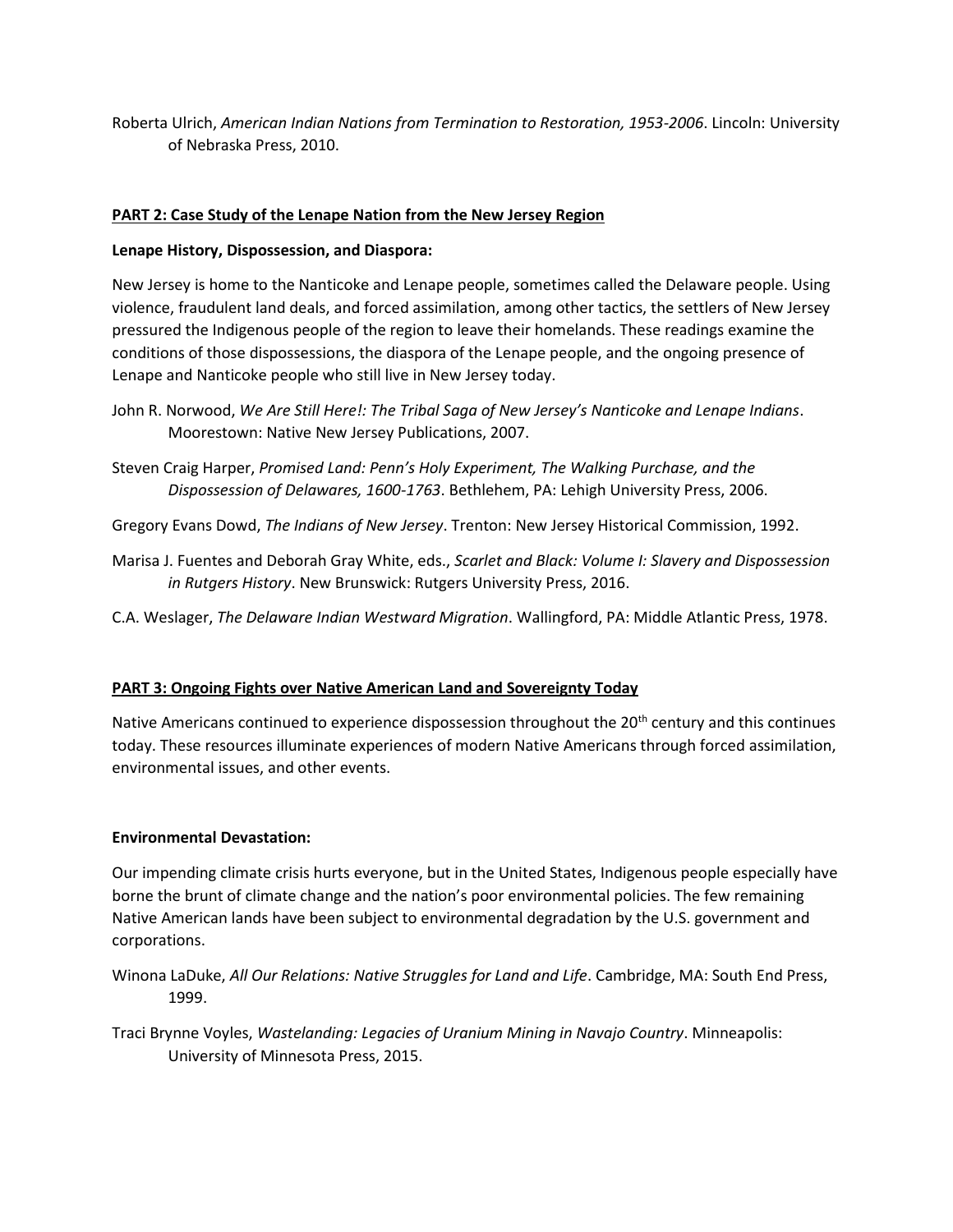Roberta Ulrich, *American Indian Nations from Termination to Restoration, 1953-2006*. Lincoln: University of Nebraska Press, 2010.

## PART 2: Case Study of the Lenape Nation from the New Jersey Region

### Lenape History, Dispossession, and Diaspora:

New Jersey is home to the Nanticoke and Lenape people, sometimes called the Delaware people. Using violence, fraudulent land deals, and forced assimilation, among other tactics, the settlers of New Jersey pressured the Indigenous people of the region to leave their homelands. These readings examine the conditions of those dispossessions, the diaspora of the Lenape people, and the ongoing presence of Lenape and Nanticoke people who still live in New Jersey today.

John R. Norwood, *We Are Still Here!: The Tribal Saga of New Jersey's Nanticoke and Lenape Indians*. Moorestown: Native New Jersey Publications, 2007.

Steven Craig Harper, *Promised Land: Penn's Holy Experiment, The Walking Purchase, and the Dispossession of Delawares, 1600-1763*. Bethlehem, PA: Lehigh University Press, 2006.

Gregory Evans Dowd, *The Indians of New Jersey*. Trenton: New Jersey Historical Commission, 1992.

Marisa J. Fuentes and Deborah Gray White, eds., *Scarlet and Black: Volume I: Slavery and Dispossession in Rutgers History*. New Brunswick: Rutgers University Press, 2016.

C.A. Weslager, *The Delaware Indian Westward Migration*. Wallingford, PA: Middle Atlantic Press, 1978.

## PART 3: Ongoing Fights over Native American Land and Sovereignty Today

Native Americans continued to experience dispossession throughout the 20th century and this continues today. These resources illuminate experiences of modern Native Americans through forced assimilation, environmental issues, and other events.

### Environmental Devastation:

Our impending climate crisis hurts everyone, but in the United States, Indigenous people especially have borne the brunt of climate change and the nation's poor environmental policies. The few remaining Native American lands have been subject to environmental degradation by the U.S. government and corporations.

Winona LaDuke, *All Our Relations: Native Struggles for Land and Life*. Cambridge, MA: South End Press, 1999.

Traci Brynne Voyles, *Wastelanding: Legacies of Uranium Mining in Navajo Country*. Minneapolis: University of Minnesota Press, 2015.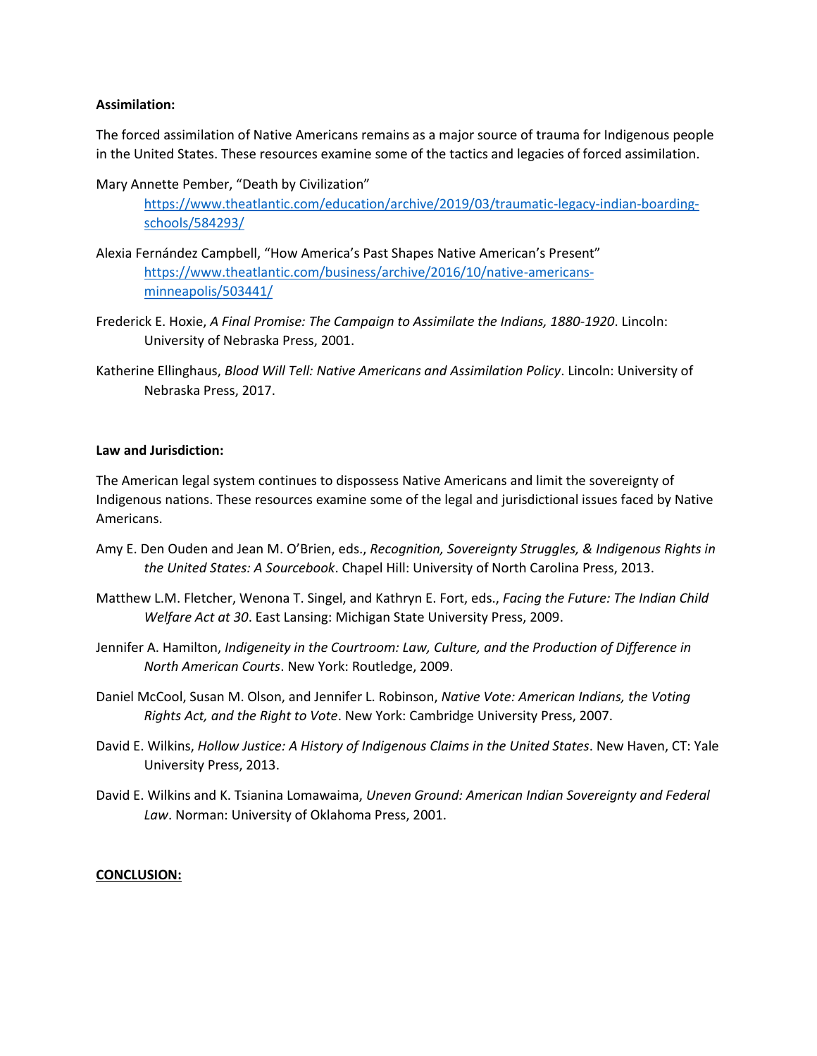**Assimilation:**

The forced assimilation of Native Americans remains as a major source of trauma for Indigenous people in the United States. These resources examine some of the tactics and legacies of forced assimilation.

Mary Annette Pember, "Death by Civilization" https://www.theatlantic.com/education/archive/2019/03/traumatic-legacy-indian-boarding-schools/584293/

Alexia Fernández Campbell, "How America's Past Shapes Native American's Present" https://www.theatlantic.com/business/archive/2016/10/native-americans-minneapolis/503441/

Frederick E. Hoxie, *A Final Promise: The Campaign to Assimilate the Indians, 1880-1920*. Lincoln: University of Nebraska Press, 2001.

Katherine Ellinghaus, *Blood Will Tell: Native Americans and Assimilation Policy*. Lincoln: University of Nebraska Press, 2017.

**Law and Jurisdiction:**

The American legal system continues to dispossess Native Americans and limit the sovereignty of Indigenous nations. These resources examine some of the legal and jurisdictional issues faced by Native Americans.

Amy E. Den Ouden and Jean M. O'Brien, eds., *Recognition, Sovereignty Struggles, & Indigenous Rights in the United States: A Sourcebook*. Chapel Hill: University of North Carolina Press, 2013.

Matthew L.M. Fletcher, Wenona T. Singel, and Kathryn E. Fort, eds., *Facing the Future: The Indian Child Welfare Act at 30*. East Lansing: Michigan State University Press, 2009.

Jennifer A. Hamilton, *Indigeneity in the Courtroom: Law, Culture, and the Production of Difference in North American Courts*. New York: Routledge, 2009.

Daniel McCool, Susan M. Olson, and Jennifer L. Robinson, *Native Vote: American Indians, the Voting Rights Act, and the Right to Vote*. New York: Cambridge University Press, 2007.

David E. Wilkins, *Hollow Justice: A History of Indigenous Claims in the United States*. New Haven, CT: Yale University Press, 2013.

David E. Wilkins and K. Tsianina Lomawaima, *Uneven Ground: American Indian Sovereignty and Federal Law*. Norman: University of Oklahoma Press, 2001.

**CONCLUSION:**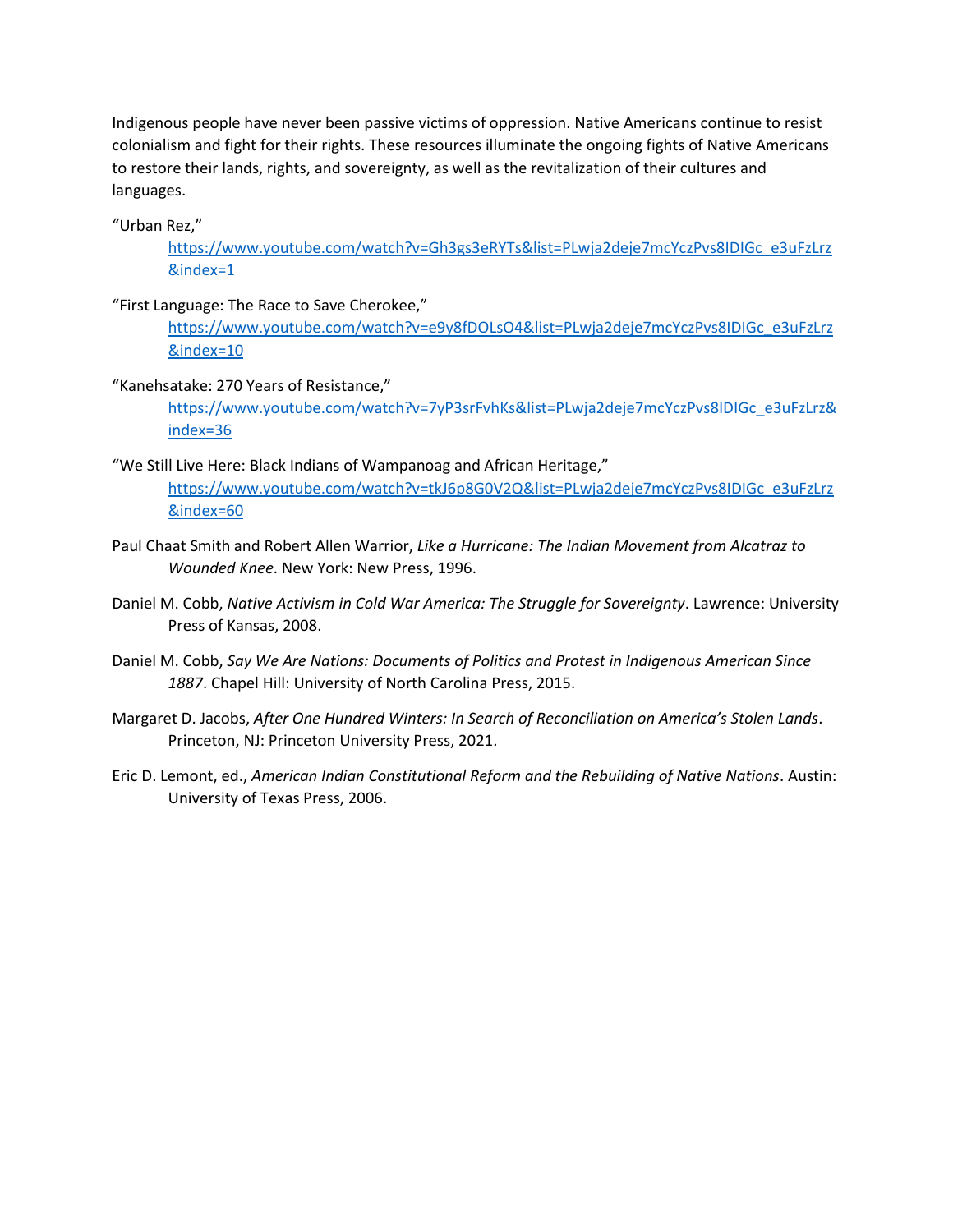Indigenous people have never been passive victims of oppression. Native Americans continue to resist colonialism and fight for their rights. These resources illuminate the ongoing fights of Native Americans to restore their lands, rights, and sovereignty, as well as the revitalization of their cultures and languages.

"Urban Rez,"
https://www.youtube.com/watch?v=Gh3gs3eRYTs&list=PLwja2deje7mcYczPvs8IDIGc_e3uFzLrz&index=1

"First Language: The Race to Save Cherokee,"
https://www.youtube.com/watch?v=e9y8fDOLsO4&list=PLwja2deje7mcYczPvs8IDIGc_e3uFzLrz&index=10

"Kanehsatake: 270 Years of Resistance,"
https://www.youtube.com/watch?v=7yP3srFvhKs&list=PLwja2deje7mcYczPvs8IDIGc_e3uFzLrz&index=36

"We Still Live Here: Black Indians of Wampanoag and African Heritage,"
https://www.youtube.com/watch?v=tkJ6p8G0V2Q&list=PLwja2deje7mcYczPvs8IDIGc_e3uFzLrz&index=60

Paul Chaat Smith and Robert Allen Warrior, *Like a Hurricane: The Indian Movement from Alcatraz to Wounded Knee*. New York: New Press, 1996.

Daniel M. Cobb, *Native Activism in Cold War America: The Struggle for Sovereignty*. Lawrence: University Press of Kansas, 2008.

Daniel M. Cobb, *Say We Are Nations: Documents of Politics and Protest in Indigenous American Since 1887*. Chapel Hill: University of North Carolina Press, 2015.

Margaret D. Jacobs, *After One Hundred Winters: In Search of Reconciliation on America's Stolen Lands*. Princeton, NJ: Princeton University Press, 2021.

Eric D. Lemont, ed., *American Indian Constitutional Reform and the Rebuilding of Native Nations*. Austin: University of Texas Press, 2006.